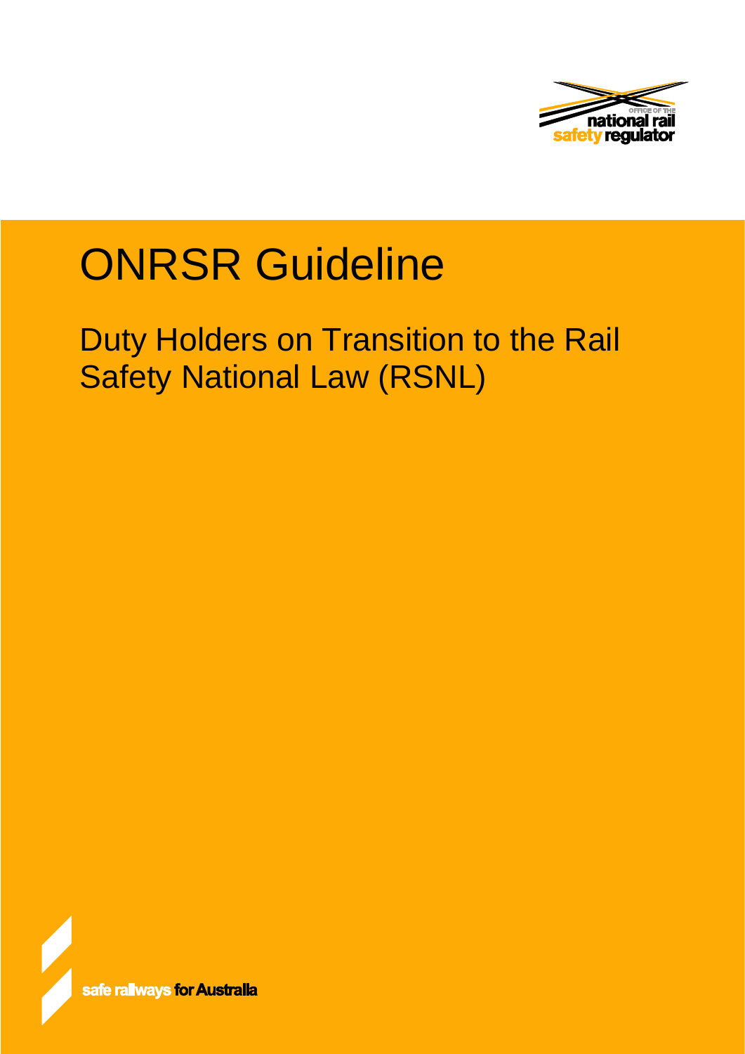OFFICE OF THE national rail safety regulator

# ONRSR Guideline

## Duty Holders on Transition to the Rail Safety National Law (RSNL)

safe railways for Australia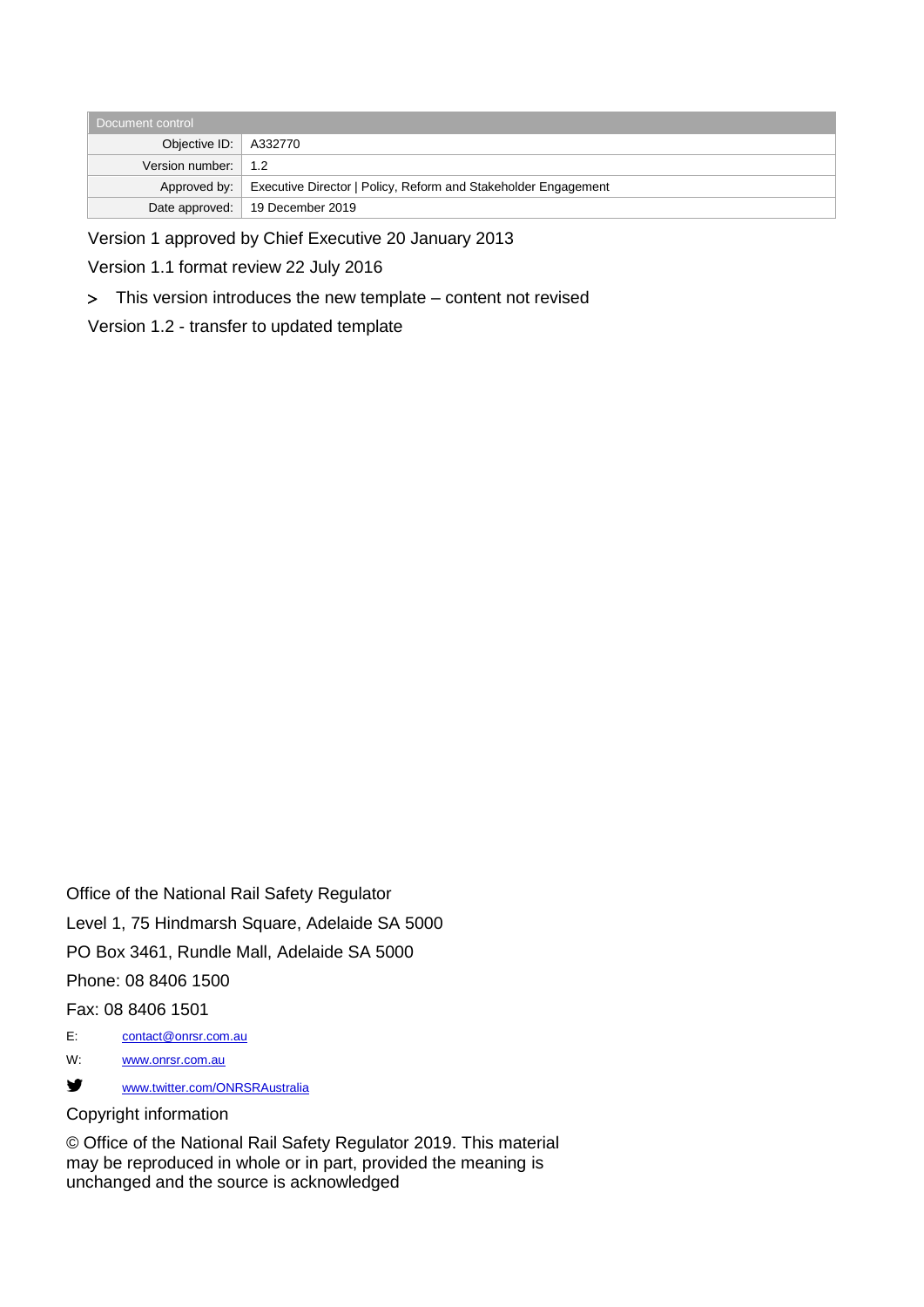| Document control | |
|---|---|
| Objective ID: | A332770 |
| Version number: | 1.2 |
| Approved by: | Executive Director \| Policy, Reform and Stakeholder Engagement |
| Date approved: | 19 December 2019 |

Version 1 approved by Chief Executive 20 January 2013

Version 1.1 format review 22 July 2016

> This version introduces the new template – content not revised

Version 1.2 - transfer to updated template

Office of the National Rail Safety Regulator

Level 1, 75 Hindmarsh Square, Adelaide SA 5000

PO Box 3461, Rundle Mall, Adelaide SA 5000

Phone: 08 8406 1500

Fax: 08 8406 1501

E: contact@onrsr.com.au

W: www.onrsr.com.au

www.twitter.com/ONRSRAustralia

Copyright information

© Office of the National Rail Safety Regulator 2019. This material may be reproduced in whole or in part, provided the meaning is unchanged and the source is acknowledged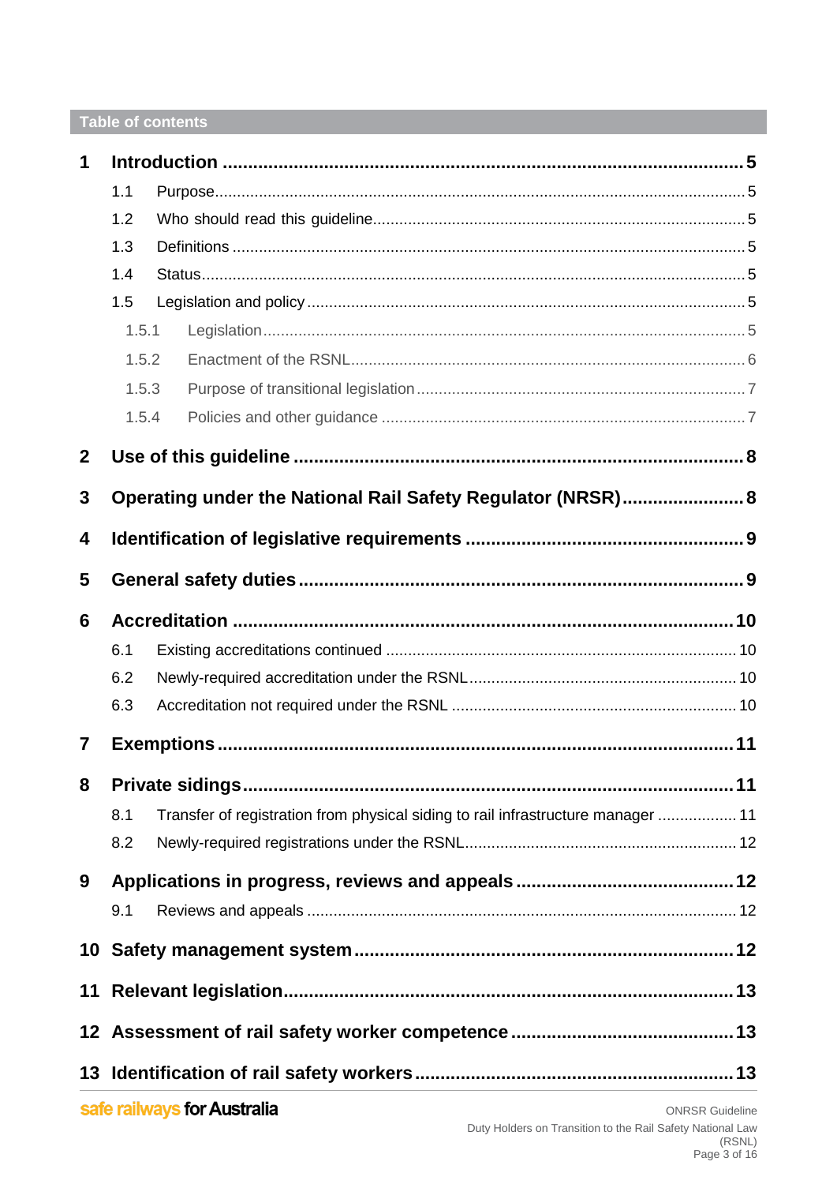## Table of contents

1 **Introduction** ..... 5
  - 1.1 Purpose ..... 5
  - 1.2 Who should read this guideline ..... 5
  - 1.3 Definitions ..... 5
  - 1.4 Status ..... 5
  - 1.5 Legislation and policy ..... 5
    - 1.5.1 Legislation ..... 5
    - 1.5.2 Enactment of the RSNL ..... 6
    - 1.5.3 Purpose of transitional legislation ..... 7
    - 1.5.4 Policies and other guidance ..... 7

2 **Use of this guideline** ..... 8

3 **Operating under the National Rail Safety Regulator (NRSR)** ..... 8

4 **Identification of legislative requirements** ..... 9

5 **General safety duties** ..... 9

6 **Accreditation** ..... 10
  - 6.1 Existing accreditations continued ..... 10
  - 6.2 Newly-required accreditation under the RSNL ..... 10
  - 6.3 Accreditation not required under the RSNL ..... 10

7 **Exemptions** ..... 11

8 **Private sidings** ..... 11
  - 8.1 Transfer of registration from physical siding to rail infrastructure manager ..... 11
  - 8.2 Newly-required registrations under the RSNL ..... 12

9 **Applications in progress, reviews and appeals** ..... 12
  - 9.1 Reviews and appeals ..... 12

10 **Safety management system** ..... 12

11 **Relevant legislation** ..... 13

12 **Assessment of rail safety worker competence** ..... 13

13 **Identification of rail safety workers** ..... 13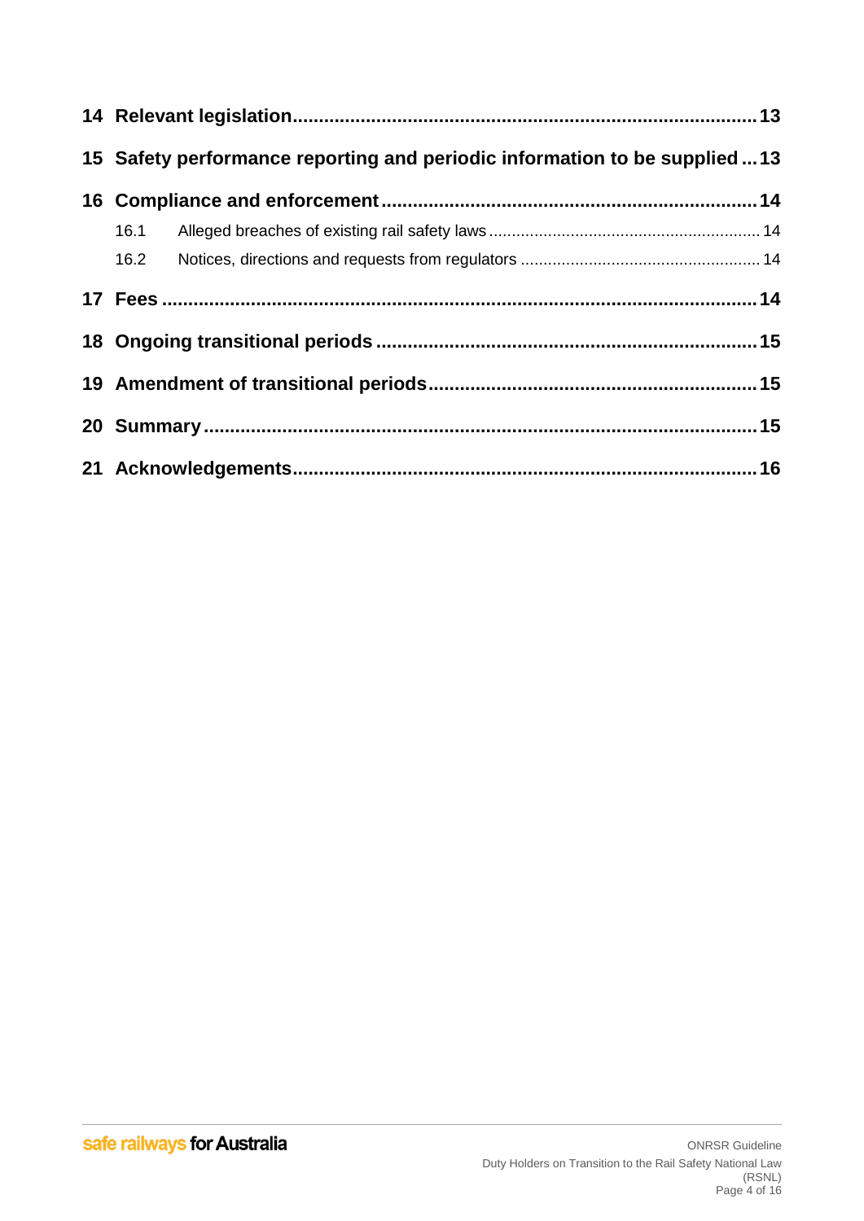**14 Relevant legislation** .......... 13

**15 Safety performance reporting and periodic information to be supplied** .......... 13

**16 Compliance and enforcement** .......... 14

- 16.1 Alleged breaches of existing rail safety laws .......... 14
- 16.2 Notices, directions and requests from regulators .......... 14

**17 Fees** .......... 14

**18 Ongoing transitional periods** .......... 15

**19 Amendment of transitional periods** .......... 15

**20 Summary** .......... 15

**21 Acknowledgements** .......... 16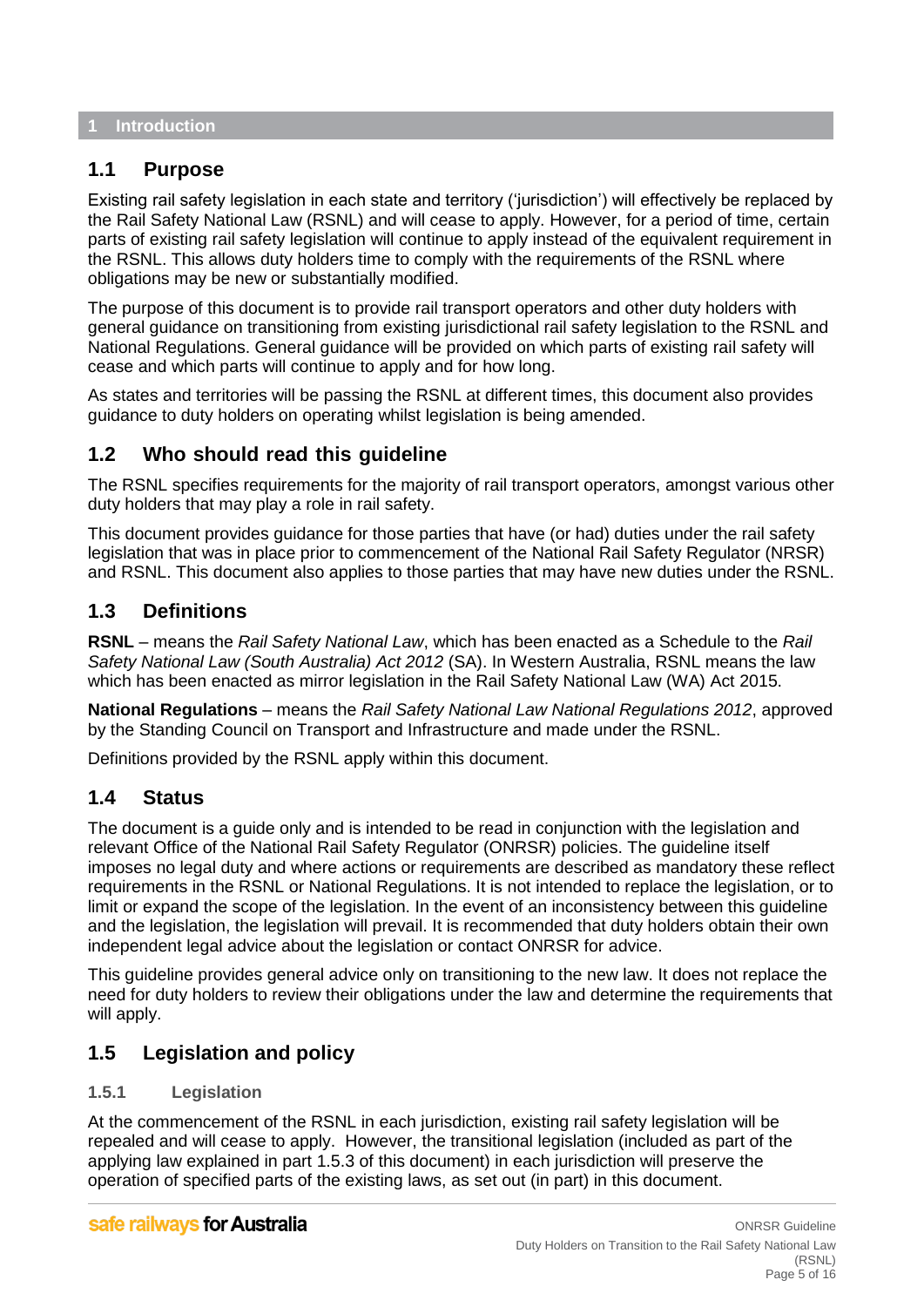# 1 Introduction

## 1.1 Purpose

Existing rail safety legislation in each state and territory ('jurisdiction') will effectively be replaced by the Rail Safety National Law (RSNL) and will cease to apply. However, for a period of time, certain parts of existing rail safety legislation will continue to apply instead of the equivalent requirement in the RSNL. This allows duty holders time to comply with the requirements of the RSNL where obligations may be new or substantially modified.

The purpose of this document is to provide rail transport operators and other duty holders with general guidance on transitioning from existing jurisdictional rail safety legislation to the RSNL and National Regulations. General guidance will be provided on which parts of existing rail safety will cease and which parts will continue to apply and for how long.

As states and territories will be passing the RSNL at different times, this document also provides guidance to duty holders on operating whilst legislation is being amended.

## 1.2 Who should read this guideline

The RSNL specifies requirements for the majority of rail transport operators, amongst various other duty holders that may play a role in rail safety.

This document provides guidance for those parties that have (or had) duties under the rail safety legislation that was in place prior to commencement of the National Rail Safety Regulator (NRSR) and RSNL. This document also applies to those parties that may have new duties under the RSNL.

## 1.3 Definitions

**RSNL** – means the *Rail Safety National Law*, which has been enacted as a Schedule to the *Rail Safety National Law (South Australia) Act 2012* (SA). In Western Australia, RSNL means the law which has been enacted as mirror legislation in the Rail Safety National Law (WA) Act 2015.

**National Regulations** – means the *Rail Safety National Law National Regulations 2012*, approved by the Standing Council on Transport and Infrastructure and made under the RSNL.

Definitions provided by the RSNL apply within this document.

## 1.4 Status

The document is a guide only and is intended to be read in conjunction with the legislation and relevant Office of the National Rail Safety Regulator (ONRSR) policies. The guideline itself imposes no legal duty and where actions or requirements are described as mandatory these reflect requirements in the RSNL or National Regulations. It is not intended to replace the legislation, or to limit or expand the scope of the legislation. In the event of an inconsistency between this guideline and the legislation, the legislation will prevail. It is recommended that duty holders obtain their own independent legal advice about the legislation or contact ONRSR for advice.

This guideline provides general advice only on transitioning to the new law. It does not replace the need for duty holders to review their obligations under the law and determine the requirements that will apply.

## 1.5 Legislation and policy

### 1.5.1 Legislation

At the commencement of the RSNL in each jurisdiction, existing rail safety legislation will be repealed and will cease to apply. However, the transitional legislation (included as part of the applying law explained in part 1.5.3 of this document) in each jurisdiction will preserve the operation of specified parts of the existing laws, as set out (in part) in this document.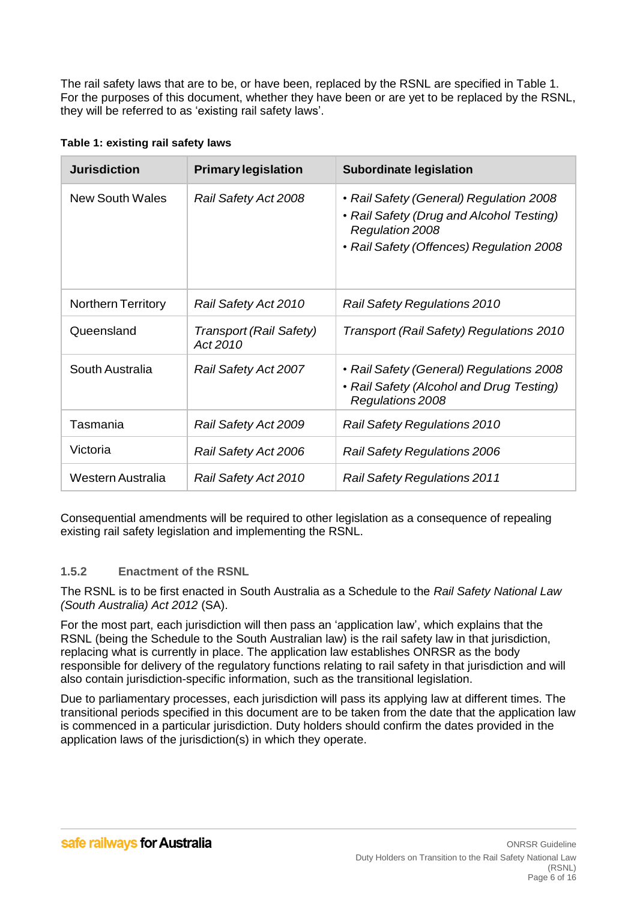The rail safety laws that are to be, or have been, replaced by the RSNL are specified in Table 1. For the purposes of this document, whether they have been or are yet to be replaced by the RSNL, they will be referred to as 'existing rail safety laws'.

**Table 1: existing rail safety laws**

| Jurisdiction | Primary legislation | Subordinate legislation |
|---|---|---|
| New South Wales | *Rail Safety Act 2008* | • *Rail Safety (General) Regulation 2008*<br>• *Rail Safety (Drug and Alcohol Testing) Regulation 2008*<br>• *Rail Safety (Offences) Regulation 2008* |
| Northern Territory | *Rail Safety Act 2010* | *Rail Safety Regulations 2010* |
| Queensland | *Transport (Rail Safety) Act 2010* | *Transport (Rail Safety) Regulations 2010* |
| South Australia | *Rail Safety Act 2007* | • *Rail Safety (General) Regulations 2008*<br>• *Rail Safety (Alcohol and Drug Testing) Regulations 2008* |
| Tasmania | *Rail Safety Act 2009* | *Rail Safety Regulations 2010* |
| Victoria | *Rail Safety Act 2006* | *Rail Safety Regulations 2006* |
| Western Australia | *Rail Safety Act 2010* | *Rail Safety Regulations 2011* |

Consequential amendments will be required to other legislation as a consequence of repealing existing rail safety legislation and implementing the RSNL.

### 1.5.2 Enactment of the RSNL

The RSNL is to be first enacted in South Australia as a Schedule to the *Rail Safety National Law (South Australia) Act 2012* (SA).

For the most part, each jurisdiction will then pass an 'application law', which explains that the RSNL (being the Schedule to the South Australian law) is the rail safety law in that jurisdiction, replacing what is currently in place. The application law establishes ONRSR as the body responsible for delivery of the regulatory functions relating to rail safety in that jurisdiction and will also contain jurisdiction-specific information, such as the transitional legislation.

Due to parliamentary processes, each jurisdiction will pass its applying law at different times. The transitional periods specified in this document are to be taken from the date that the application law is commenced in a particular jurisdiction. Duty holders should confirm the dates provided in the application laws of the jurisdiction(s) in which they operate.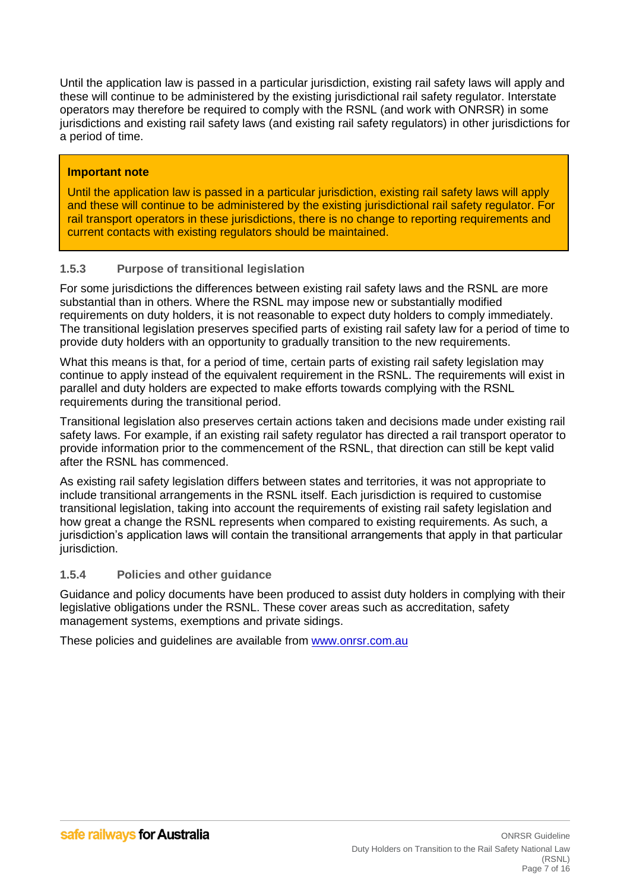Until the application law is passed in a particular jurisdiction, existing rail safety laws will apply and these will continue to be administered by the existing jurisdictional rail safety regulator. Interstate operators may therefore be required to comply with the RSNL (and work with ONRSR) in some jurisdictions and existing rail safety laws (and existing rail safety regulators) in other jurisdictions for a period of time.

> **Important note**
>
> Until the application law is passed in a particular jurisdiction, existing rail safety laws will apply and these will continue to be administered by the existing jurisdictional rail safety regulator. For rail transport operators in these jurisdictions, there is no change to reporting requirements and current contacts with existing regulators should be maintained.

### 1.5.3 Purpose of transitional legislation

For some jurisdictions the differences between existing rail safety laws and the RSNL are more substantial than in others. Where the RSNL may impose new or substantially modified requirements on duty holders, it is not reasonable to expect duty holders to comply immediately. The transitional legislation preserves specified parts of existing rail safety law for a period of time to provide duty holders with an opportunity to gradually transition to the new requirements.

What this means is that, for a period of time, certain parts of existing rail safety legislation may continue to apply instead of the equivalent requirement in the RSNL. The requirements will exist in parallel and duty holders are expected to make efforts towards complying with the RSNL requirements during the transitional period.

Transitional legislation also preserves certain actions taken and decisions made under existing rail safety laws. For example, if an existing rail safety regulator has directed a rail transport operator to provide information prior to the commencement of the RSNL, that direction can still be kept valid after the RSNL has commenced.

As existing rail safety legislation differs between states and territories, it was not appropriate to include transitional arrangements in the RSNL itself. Each jurisdiction is required to customise transitional legislation, taking into account the requirements of existing rail safety legislation and how great a change the RSNL represents when compared to existing requirements. As such, a jurisdiction's application laws will contain the transitional arrangements that apply in that particular jurisdiction.

### 1.5.4 Policies and other guidance

Guidance and policy documents have been produced to assist duty holders in complying with their legislative obligations under the RSNL. These cover areas such as accreditation, safety management systems, exemptions and private sidings.

These policies and guidelines are available from [www.onrsr.com.au](http://www.onrsr.com.au)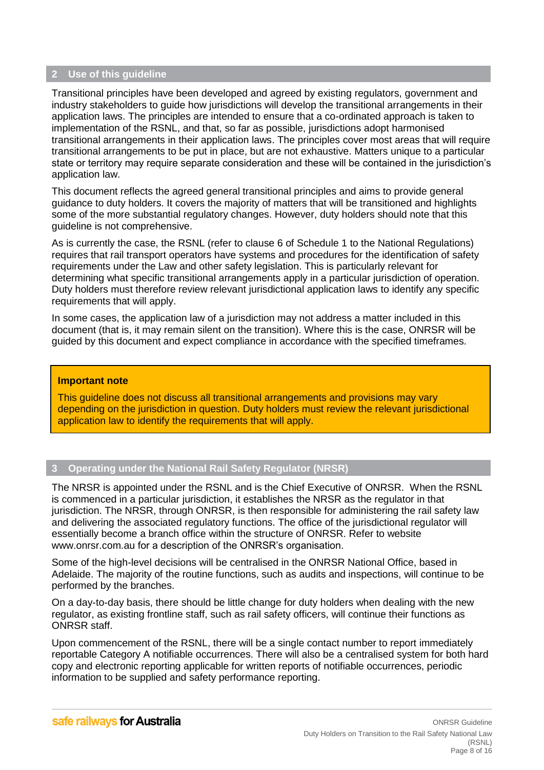## 2 Use of this guideline

Transitional principles have been developed and agreed by existing regulators, government and industry stakeholders to guide how jurisdictions will develop the transitional arrangements in their application laws. The principles are intended to ensure that a co-ordinated approach is taken to implementation of the RSNL, and that, so far as possible, jurisdictions adopt harmonised transitional arrangements in their application laws. The principles cover most areas that will require transitional arrangements to be put in place, but are not exhaustive. Matters unique to a particular state or territory may require separate consideration and these will be contained in the jurisdiction's application law.

This document reflects the agreed general transitional principles and aims to provide general guidance to duty holders. It covers the majority of matters that will be transitioned and highlights some of the more substantial regulatory changes. However, duty holders should note that this guideline is not comprehensive.

As is currently the case, the RSNL (refer to clause 6 of Schedule 1 to the National Regulations) requires that rail transport operators have systems and procedures for the identification of safety requirements under the Law and other safety legislation. This is particularly relevant for determining what specific transitional arrangements apply in a particular jurisdiction of operation. Duty holders must therefore review relevant jurisdictional application laws to identify any specific requirements that will apply.

In some cases, the application law of a jurisdiction may not address a matter included in this document (that is, it may remain silent on the transition). Where this is the case, ONRSR will be guided by this document and expect compliance in accordance with the specified timeframes.

> **Important note**
>
> This guideline does not discuss all transitional arrangements and provisions may vary depending on the jurisdiction in question. Duty holders must review the relevant jurisdictional application law to identify the requirements that will apply.

## 3 Operating under the National Rail Safety Regulator (NRSR)

The NRSR is appointed under the RSNL and is the Chief Executive of ONRSR. When the RSNL is commenced in a particular jurisdiction, it establishes the NRSR as the regulator in that jurisdiction. The NRSR, through ONRSR, is then responsible for administering the rail safety law and delivering the associated regulatory functions. The office of the jurisdictional regulator will essentially become a branch office within the structure of ONRSR. Refer to website www.onrsr.com.au for a description of the ONRSR's organisation.

Some of the high-level decisions will be centralised in the ONRSR National Office, based in Adelaide. The majority of the routine functions, such as audits and inspections, will continue to be performed by the branches.

On a day-to-day basis, there should be little change for duty holders when dealing with the new regulator, as existing frontline staff, such as rail safety officers, will continue their functions as ONRSR staff.

Upon commencement of the RSNL, there will be a single contact number to report immediately reportable Category A notifiable occurrences. There will also be a centralised system for both hard copy and electronic reporting applicable for written reports of notifiable occurrences, periodic information to be supplied and safety performance reporting.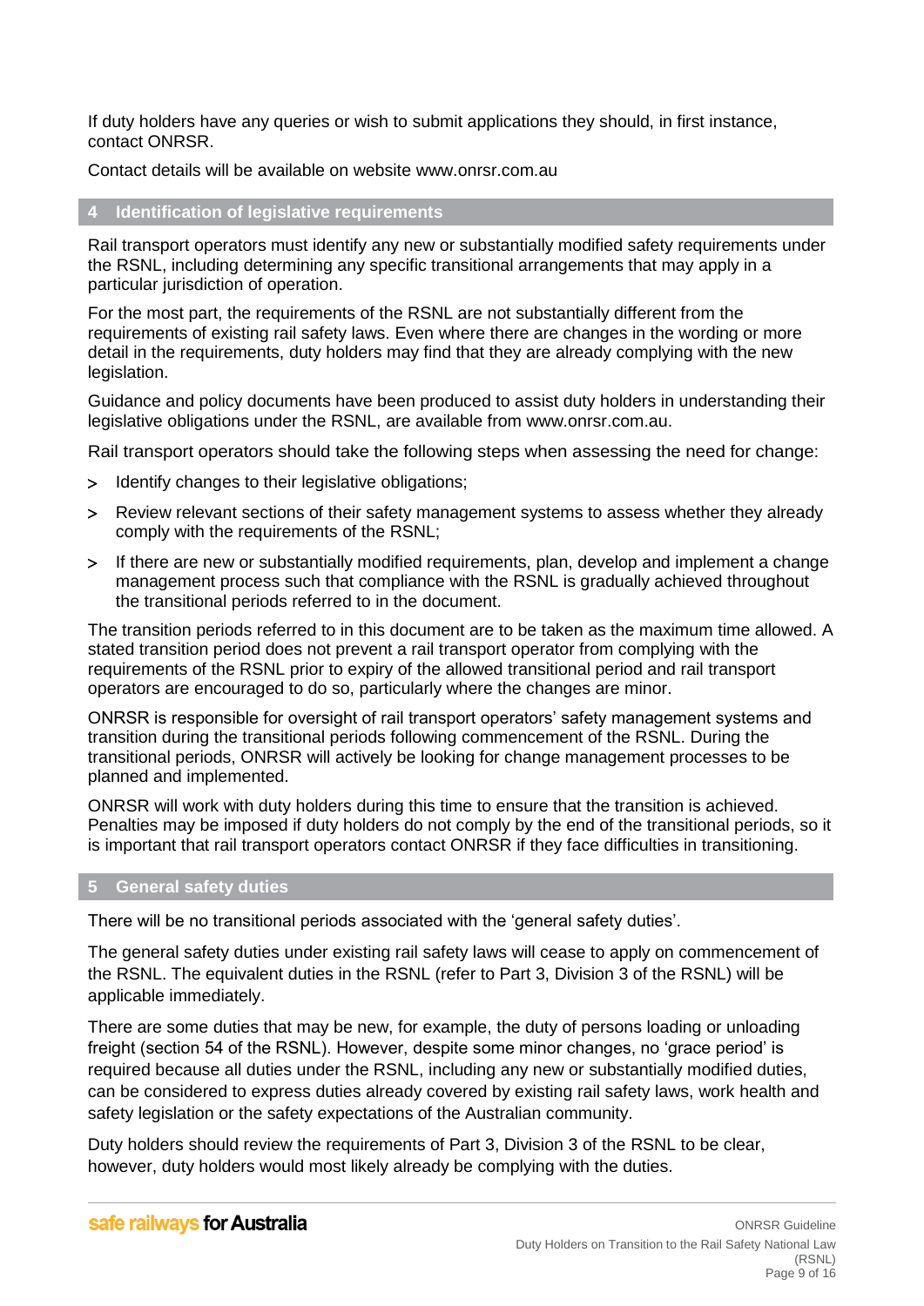If duty holders have any queries or wish to submit applications they should, in first instance, contact ONRSR.

Contact details will be available on website www.onrsr.com.au

## 4 Identification of legislative requirements

Rail transport operators must identify any new or substantially modified safety requirements under the RSNL, including determining any specific transitional arrangements that may apply in a particular jurisdiction of operation.

For the most part, the requirements of the RSNL are not substantially different from the requirements of existing rail safety laws. Even where there are changes in the wording or more detail in the requirements, duty holders may find that they are already complying with the new legislation.

Guidance and policy documents have been produced to assist duty holders in understanding their legislative obligations under the RSNL, are available from www.onrsr.com.au.

Rail transport operators should take the following steps when assessing the need for change:

- Identify changes to their legislative obligations;
- Review relevant sections of their safety management systems to assess whether they already comply with the requirements of the RSNL;
- If there are new or substantially modified requirements, plan, develop and implement a change management process such that compliance with the RSNL is gradually achieved throughout the transitional periods referred to in the document.

The transition periods referred to in this document are to be taken as the maximum time allowed. A stated transition period does not prevent a rail transport operator from complying with the requirements of the RSNL prior to expiry of the allowed transitional period and rail transport operators are encouraged to do so, particularly where the changes are minor.

ONRSR is responsible for oversight of rail transport operators' safety management systems and transition during the transitional periods following commencement of the RSNL. During the transitional periods, ONRSR will actively be looking for change management processes to be planned and implemented.

ONRSR will work with duty holders during this time to ensure that the transition is achieved. Penalties may be imposed if duty holders do not comply by the end of the transitional periods, so it is important that rail transport operators contact ONRSR if they face difficulties in transitioning.

## 5 General safety duties

There will be no transitional periods associated with the 'general safety duties'.

The general safety duties under existing rail safety laws will cease to apply on commencement of the RSNL. The equivalent duties in the RSNL (refer to Part 3, Division 3 of the RSNL) will be applicable immediately.

There are some duties that may be new, for example, the duty of persons loading or unloading freight (section 54 of the RSNL). However, despite some minor changes, no 'grace period' is required because all duties under the RSNL, including any new or substantially modified duties, can be considered to express duties already covered by existing rail safety laws, work health and safety legislation or the safety expectations of the Australian community.

Duty holders should review the requirements of Part 3, Division 3 of the RSNL to be clear, however, duty holders would most likely already be complying with the duties.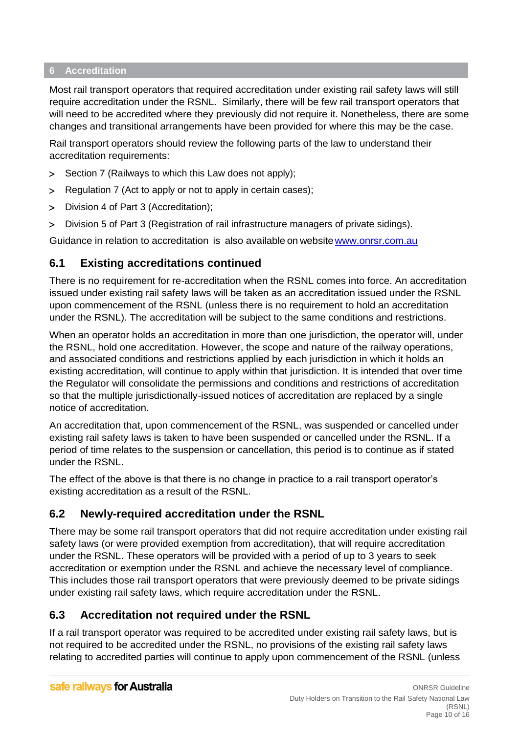## 6 Accreditation

Most rail transport operators that required accreditation under existing rail safety laws will still require accreditation under the RSNL. Similarly, there will be few rail transport operators that will need to be accredited where they previously did not require it. Nonetheless, there are some changes and transitional arrangements have been provided for where this may be the case.

Rail transport operators should review the following parts of the law to understand their accreditation requirements:

- Section 7 (Railways to which this Law does not apply);
- Regulation 7 (Act to apply or not to apply in certain cases);
- Division 4 of Part 3 (Accreditation);
- Division 5 of Part 3 (Registration of rail infrastructure managers of private sidings).

Guidance in relation to accreditation is also available on website www.onrsr.com.au

### 6.1 Existing accreditations continued

There is no requirement for re-accreditation when the RSNL comes into force. An accreditation issued under existing rail safety laws will be taken as an accreditation issued under the RSNL upon commencement of the RSNL (unless there is no requirement to hold an accreditation under the RSNL). The accreditation will be subject to the same conditions and restrictions.

When an operator holds an accreditation in more than one jurisdiction, the operator will, under the RSNL, hold one accreditation. However, the scope and nature of the railway operations, and associated conditions and restrictions applied by each jurisdiction in which it holds an existing accreditation, will continue to apply within that jurisdiction. It is intended that over time the Regulator will consolidate the permissions and conditions and restrictions of accreditation so that the multiple jurisdictionally-issued notices of accreditation are replaced by a single notice of accreditation.

An accreditation that, upon commencement of the RSNL, was suspended or cancelled under existing rail safety laws is taken to have been suspended or cancelled under the RSNL. If a period of time relates to the suspension or cancellation, this period is to continue as if stated under the RSNL.

The effect of the above is that there is no change in practice to a rail transport operator's existing accreditation as a result of the RSNL.

### 6.2 Newly-required accreditation under the RSNL

There may be some rail transport operators that did not require accreditation under existing rail safety laws (or were provided exemption from accreditation), that will require accreditation under the RSNL. These operators will be provided with a period of up to 3 years to seek accreditation or exemption under the RSNL and achieve the necessary level of compliance. This includes those rail transport operators that were previously deemed to be private sidings under existing rail safety laws, which require accreditation under the RSNL.

### 6.3 Accreditation not required under the RSNL

If a rail transport operator was required to be accredited under existing rail safety laws, but is not required to be accredited under the RSNL, no provisions of the existing rail safety laws relating to accredited parties will continue to apply upon commencement of the RSNL (unless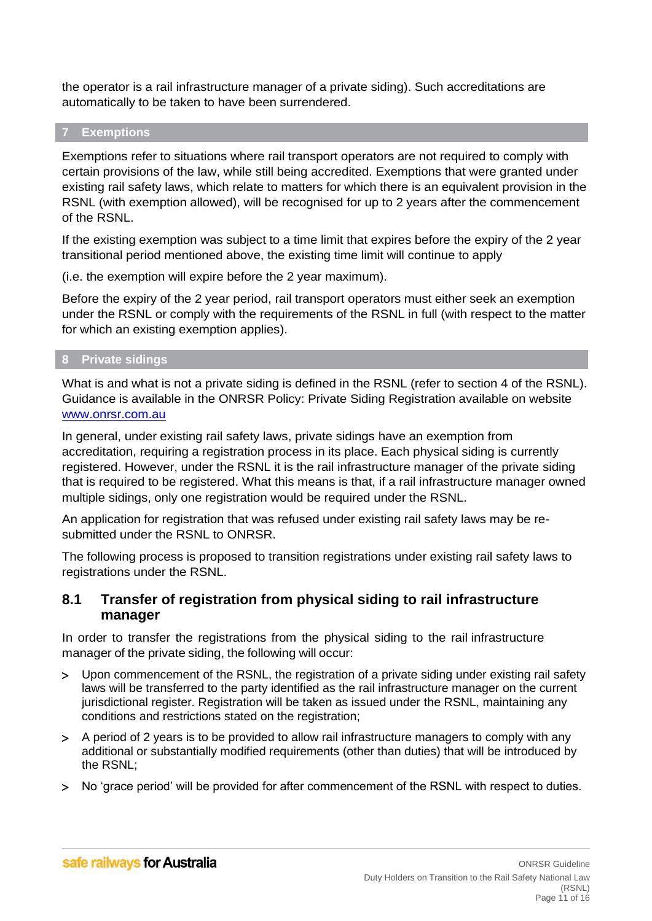the operator is a rail infrastructure manager of a private siding). Such accreditations are automatically to be taken to have been surrendered.

## 7 Exemptions

Exemptions refer to situations where rail transport operators are not required to comply with certain provisions of the law, while still being accredited. Exemptions that were granted under existing rail safety laws, which relate to matters for which there is an equivalent provision in the RSNL (with exemption allowed), will be recognised for up to 2 years after the commencement of the RSNL.

If the existing exemption was subject to a time limit that expires before the expiry of the 2 year transitional period mentioned above, the existing time limit will continue to apply

(i.e. the exemption will expire before the 2 year maximum).

Before the expiry of the 2 year period, rail transport operators must either seek an exemption under the RSNL or comply with the requirements of the RSNL in full (with respect to the matter for which an existing exemption applies).

## 8 Private sidings

What is and what is not a private siding is defined in the RSNL (refer to section 4 of the RSNL). Guidance is available in the ONRSR Policy: Private Siding Registration available on website www.onrsr.com.au

In general, under existing rail safety laws, private sidings have an exemption from accreditation, requiring a registration process in its place. Each physical siding is currently registered. However, under the RSNL it is the rail infrastructure manager of the private siding that is required to be registered. What this means is that, if a rail infrastructure manager owned multiple sidings, only one registration would be required under the RSNL.

An application for registration that was refused under existing rail safety laws may be re-submitted under the RSNL to ONRSR.

The following process is proposed to transition registrations under existing rail safety laws to registrations under the RSNL.

### 8.1 Transfer of registration from physical siding to rail infrastructure manager

In order to transfer the registrations from the physical siding to the rail infrastructure manager of the private siding, the following will occur:

- Upon commencement of the RSNL, the registration of a private siding under existing rail safety laws will be transferred to the party identified as the rail infrastructure manager on the current jurisdictional register. Registration will be taken as issued under the RSNL, maintaining any conditions and restrictions stated on the registration;
- A period of 2 years is to be provided to allow rail infrastructure managers to comply with any additional or substantially modified requirements (other than duties) that will be introduced by the RSNL;
- No 'grace period' will be provided for after commencement of the RSNL with respect to duties.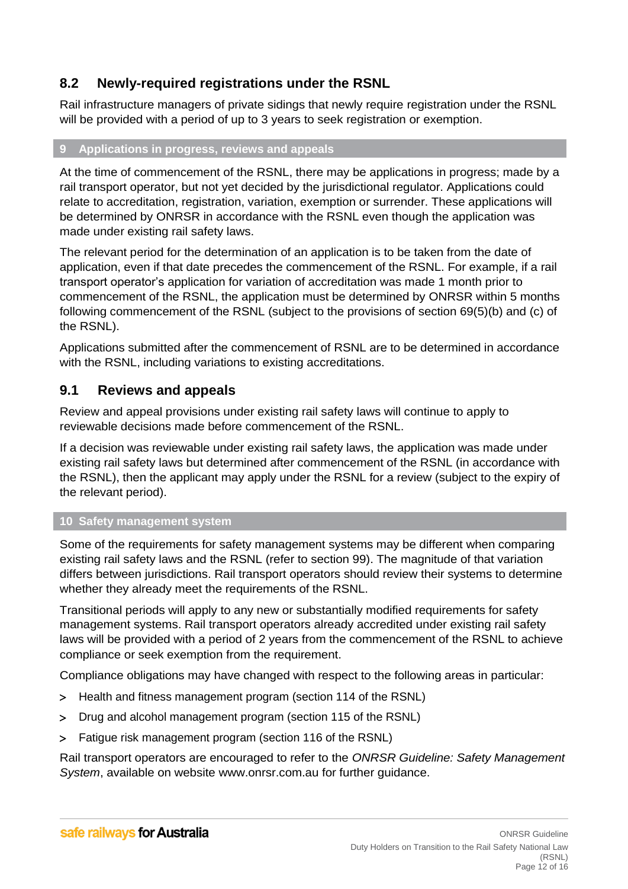### 8.2 Newly-required registrations under the RSNL

Rail infrastructure managers of private sidings that newly require registration under the RSNL will be provided with a period of up to 3 years to seek registration or exemption.

## 9 Applications in progress, reviews and appeals

At the time of commencement of the RSNL, there may be applications in progress; made by a rail transport operator, but not yet decided by the jurisdictional regulator. Applications could relate to accreditation, registration, variation, exemption or surrender. These applications will be determined by ONRSR in accordance with the RSNL even though the application was made under existing rail safety laws.

The relevant period for the determination of an application is to be taken from the date of application, even if that date precedes the commencement of the RSNL. For example, if a rail transport operator's application for variation of accreditation was made 1 month prior to commencement of the RSNL, the application must be determined by ONRSR within 5 months following commencement of the RSNL (subject to the provisions of section 69(5)(b) and (c) of the RSNL).

Applications submitted after the commencement of RSNL are to be determined in accordance with the RSNL, including variations to existing accreditations.

### 9.1 Reviews and appeals

Review and appeal provisions under existing rail safety laws will continue to apply to reviewable decisions made before commencement of the RSNL.

If a decision was reviewable under existing rail safety laws, the application was made under existing rail safety laws but determined after commencement of the RSNL (in accordance with the RSNL), then the applicant may apply under the RSNL for a review (subject to the expiry of the relevant period).

## 10 Safety management system

Some of the requirements for safety management systems may be different when comparing existing rail safety laws and the RSNL (refer to section 99). The magnitude of that variation differs between jurisdictions. Rail transport operators should review their systems to determine whether they already meet the requirements of the RSNL.

Transitional periods will apply to any new or substantially modified requirements for safety management systems. Rail transport operators already accredited under existing rail safety laws will be provided with a period of 2 years from the commencement of the RSNL to achieve compliance or seek exemption from the requirement.

Compliance obligations may have changed with respect to the following areas in particular:

- Health and fitness management program (section 114 of the RSNL)
- Drug and alcohol management program (section 115 of the RSNL)
- Fatigue risk management program (section 116 of the RSNL)

Rail transport operators are encouraged to refer to the *ONRSR Guideline: Safety Management System*, available on website www.onrsr.com.au for further guidance.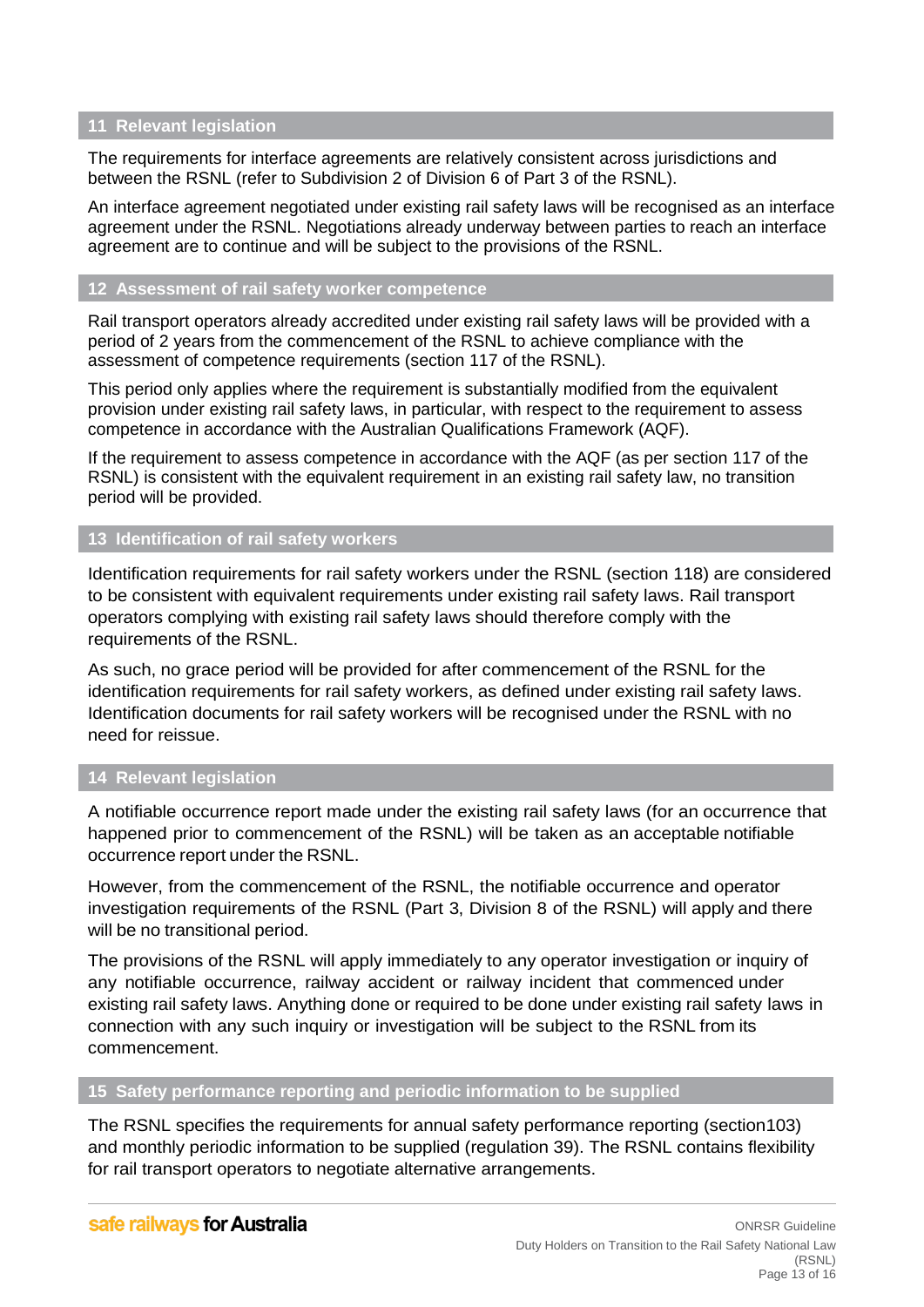## 11 Relevant legislation

The requirements for interface agreements are relatively consistent across jurisdictions and between the RSNL (refer to Subdivision 2 of Division 6 of Part 3 of the RSNL).

An interface agreement negotiated under existing rail safety laws will be recognised as an interface agreement under the RSNL. Negotiations already underway between parties to reach an interface agreement are to continue and will be subject to the provisions of the RSNL.

## 12 Assessment of rail safety worker competence

Rail transport operators already accredited under existing rail safety laws will be provided with a period of 2 years from the commencement of the RSNL to achieve compliance with the assessment of competence requirements (section 117 of the RSNL).

This period only applies where the requirement is substantially modified from the equivalent provision under existing rail safety laws, in particular, with respect to the requirement to assess competence in accordance with the Australian Qualifications Framework (AQF).

If the requirement to assess competence in accordance with the AQF (as per section 117 of the RSNL) is consistent with the equivalent requirement in an existing rail safety law, no transition period will be provided.

## 13 Identification of rail safety workers

Identification requirements for rail safety workers under the RSNL (section 118) are considered to be consistent with equivalent requirements under existing rail safety laws. Rail transport operators complying with existing rail safety laws should therefore comply with the requirements of the RSNL.

As such, no grace period will be provided for after commencement of the RSNL for the identification requirements for rail safety workers, as defined under existing rail safety laws. Identification documents for rail safety workers will be recognised under the RSNL with no need for reissue.

## 14 Relevant legislation

A notifiable occurrence report made under the existing rail safety laws (for an occurrence that happened prior to commencement of the RSNL) will be taken as an acceptable notifiable occurrence report under the RSNL.

However, from the commencement of the RSNL, the notifiable occurrence and operator investigation requirements of the RSNL (Part 3, Division 8 of the RSNL) will apply and there will be no transitional period.

The provisions of the RSNL will apply immediately to any operator investigation or inquiry of any notifiable occurrence, railway accident or railway incident that commenced under existing rail safety laws. Anything done or required to be done under existing rail safety laws in connection with any such inquiry or investigation will be subject to the RSNL from its commencement.

## 15 Safety performance reporting and periodic information to be supplied

The RSNL specifies the requirements for annual safety performance reporting (section103) and monthly periodic information to be supplied (regulation 39). The RSNL contains flexibility for rail transport operators to negotiate alternative arrangements.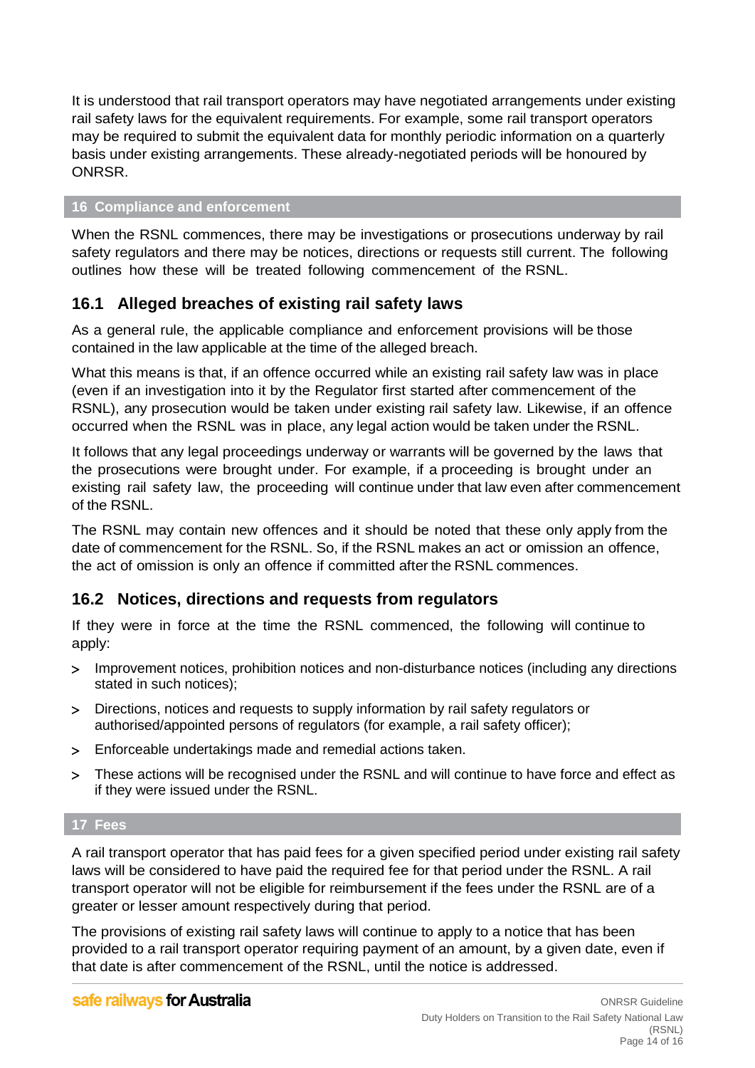It is understood that rail transport operators may have negotiated arrangements under existing rail safety laws for the equivalent requirements. For example, some rail transport operators may be required to submit the equivalent data for monthly periodic information on a quarterly basis under existing arrangements. These already-negotiated periods will be honoured by ONRSR.

## 16 Compliance and enforcement

When the RSNL commences, there may be investigations or prosecutions underway by rail safety regulators and there may be notices, directions or requests still current. The following outlines how these will be treated following commencement of the RSNL.

### 16.1 Alleged breaches of existing rail safety laws

As a general rule, the applicable compliance and enforcement provisions will be those contained in the law applicable at the time of the alleged breach.

What this means is that, if an offence occurred while an existing rail safety law was in place (even if an investigation into it by the Regulator first started after commencement of the RSNL), any prosecution would be taken under existing rail safety law. Likewise, if an offence occurred when the RSNL was in place, any legal action would be taken under the RSNL.

It follows that any legal proceedings underway or warrants will be governed by the laws that the prosecutions were brought under. For example, if a proceeding is brought under an existing rail safety law, the proceeding will continue under that law even after commencement of the RSNL.

The RSNL may contain new offences and it should be noted that these only apply from the date of commencement for the RSNL. So, if the RSNL makes an act or omission an offence, the act of omission is only an offence if committed after the RSNL commences.

### 16.2 Notices, directions and requests from regulators

If they were in force at the time the RSNL commenced, the following will continue to apply:

- Improvement notices, prohibition notices and non-disturbance notices (including any directions stated in such notices);
- Directions, notices and requests to supply information by rail safety regulators or authorised/appointed persons of regulators (for example, a rail safety officer);
- Enforceable undertakings made and remedial actions taken.
- These actions will be recognised under the RSNL and will continue to have force and effect as if they were issued under the RSNL.

## 17 Fees

A rail transport operator that has paid fees for a given specified period under existing rail safety laws will be considered to have paid the required fee for that period under the RSNL. A rail transport operator will not be eligible for reimbursement if the fees under the RSNL are of a greater or lesser amount respectively during that period.

The provisions of existing rail safety laws will continue to apply to a notice that has been provided to a rail transport operator requiring payment of an amount, by a given date, even if that date is after commencement of the RSNL, until the notice is addressed.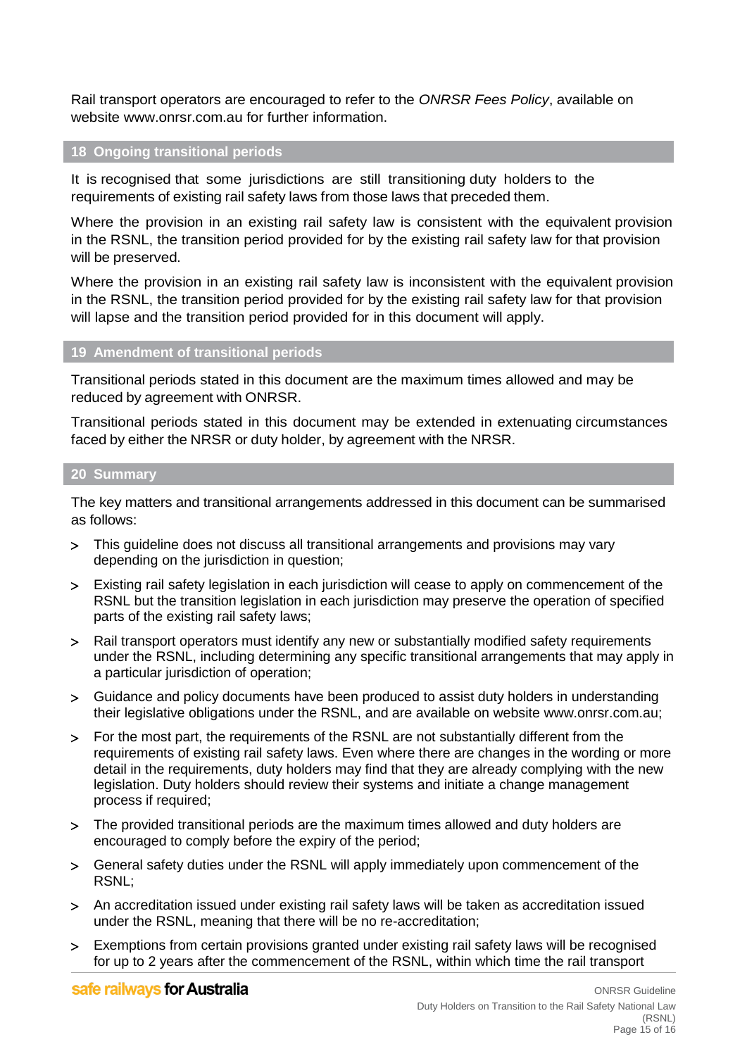Rail transport operators are encouraged to refer to the *ONRSR Fees Policy*, available on website www.onrsr.com.au for further information.

## 18 Ongoing transitional periods

It is recognised that some jurisdictions are still transitioning duty holders to the requirements of existing rail safety laws from those laws that preceded them.

Where the provision in an existing rail safety law is consistent with the equivalent provision in the RSNL, the transition period provided for by the existing rail safety law for that provision will be preserved.

Where the provision in an existing rail safety law is inconsistent with the equivalent provision in the RSNL, the transition period provided for by the existing rail safety law for that provision will lapse and the transition period provided for in this document will apply.

## 19 Amendment of transitional periods

Transitional periods stated in this document are the maximum times allowed and may be reduced by agreement with ONRSR.

Transitional periods stated in this document may be extended in extenuating circumstances faced by either the NRSR or duty holder, by agreement with the NRSR.

## 20 Summary

The key matters and transitional arrangements addressed in this document can be summarised as follows:

- This guideline does not discuss all transitional arrangements and provisions may vary depending on the jurisdiction in question;
- Existing rail safety legislation in each jurisdiction will cease to apply on commencement of the RSNL but the transition legislation in each jurisdiction may preserve the operation of specified parts of the existing rail safety laws;
- Rail transport operators must identify any new or substantially modified safety requirements under the RSNL, including determining any specific transitional arrangements that may apply in a particular jurisdiction of operation;
- Guidance and policy documents have been produced to assist duty holders in understanding their legislative obligations under the RSNL, and are available on website www.onrsr.com.au;
- For the most part, the requirements of the RSNL are not substantially different from the requirements of existing rail safety laws. Even where there are changes in the wording or more detail in the requirements, duty holders may find that they are already complying with the new legislation. Duty holders should review their systems and initiate a change management process if required;
- The provided transitional periods are the maximum times allowed and duty holders are encouraged to comply before the expiry of the period;
- General safety duties under the RSNL will apply immediately upon commencement of the RSNL;
- An accreditation issued under existing rail safety laws will be taken as accreditation issued under the RSNL, meaning that there will be no re-accreditation;
- Exemptions from certain provisions granted under existing rail safety laws will be recognised for up to 2 years after the commencement of the RSNL, within which time the rail transport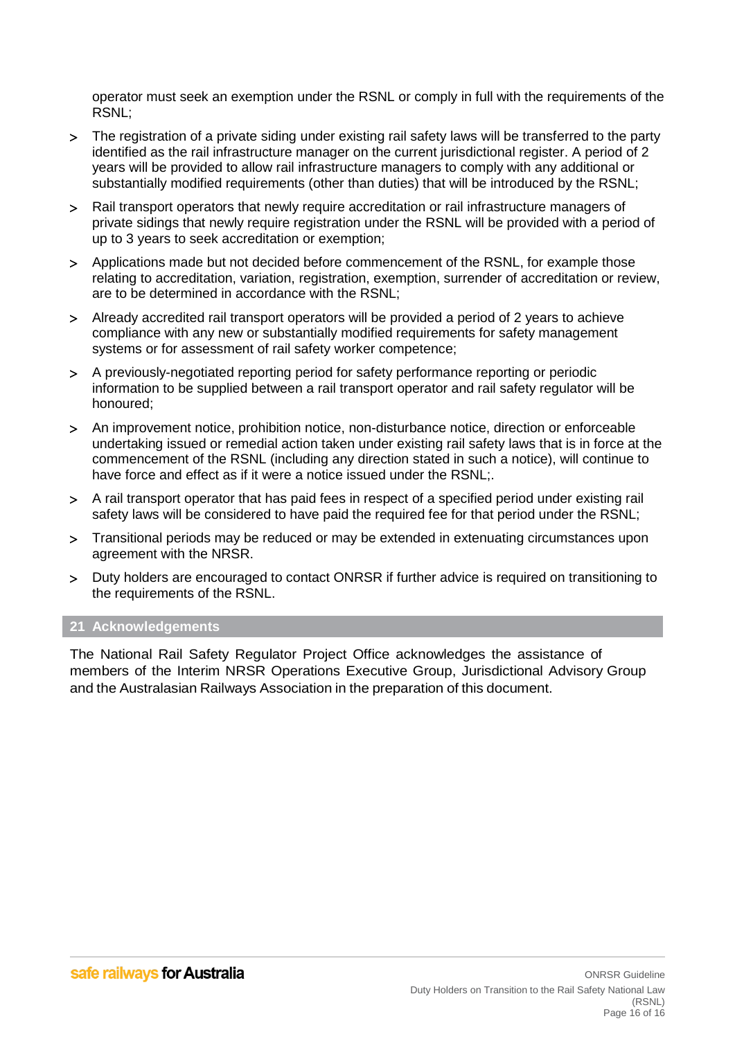operator must seek an exemption under the RSNL or comply in full with the requirements of the RSNL;

- The registration of a private siding under existing rail safety laws will be transferred to the party identified as the rail infrastructure manager on the current jurisdictional register. A period of 2 years will be provided to allow rail infrastructure managers to comply with any additional or substantially modified requirements (other than duties) that will be introduced by the RSNL;
- Rail transport operators that newly require accreditation or rail infrastructure managers of private sidings that newly require registration under the RSNL will be provided with a period of up to 3 years to seek accreditation or exemption;
- Applications made but not decided before commencement of the RSNL, for example those relating to accreditation, variation, registration, exemption, surrender of accreditation or review, are to be determined in accordance with the RSNL;
- Already accredited rail transport operators will be provided a period of 2 years to achieve compliance with any new or substantially modified requirements for safety management systems or for assessment of rail safety worker competence;
- A previously-negotiated reporting period for safety performance reporting or periodic information to be supplied between a rail transport operator and rail safety regulator will be honoured;
- An improvement notice, prohibition notice, non-disturbance notice, direction or enforceable undertaking issued or remedial action taken under existing rail safety laws that is in force at the commencement of the RSNL (including any direction stated in such a notice), will continue to have force and effect as if it were a notice issued under the RSNL;.
- A rail transport operator that has paid fees in respect of a specified period under existing rail safety laws will be considered to have paid the required fee for that period under the RSNL;
- Transitional periods may be reduced or may be extended in extenuating circumstances upon agreement with the NRSR.
- Duty holders are encouraged to contact ONRSR if further advice is required on transitioning to the requirements of the RSNL.

## 21 Acknowledgements

The National Rail Safety Regulator Project Office acknowledges the assistance of members of the Interim NRSR Operations Executive Group, Jurisdictional Advisory Group and the Australasian Railways Association in the preparation of this document.